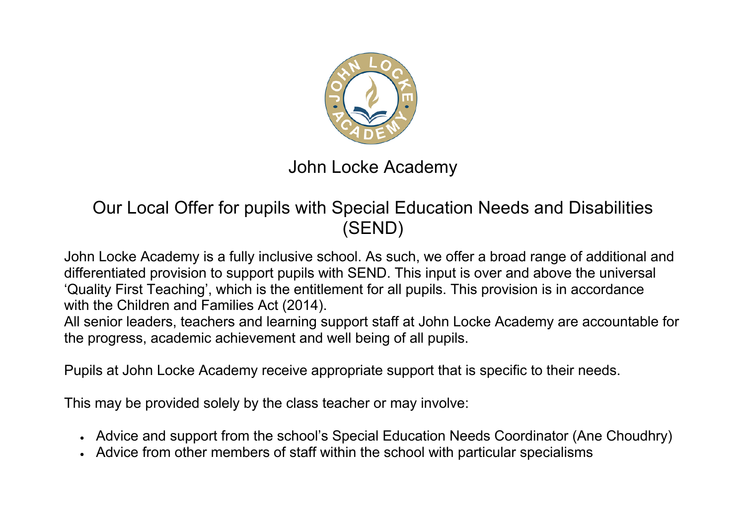# John Locke Academy

## Our Local Offer for pupils with Special Education Needs and Disabilities (SEND)

John Locke Academy is a fully inclusive school. As such, we offer a broad range of additional and differentiated provision to support pupils with SEND. This input is over and above the universal 'Quality First Teaching', which is the entitlement for all pupils. This provision is in accordance with the Children and Families Act (2014).

All senior leaders, teachers and learning support staff at John Locke Academy are accountable for the progress, academic achievement and well being of all pupils.

Pupils at John Locke Academy receive appropriate support that is specific to their needs.

This may be provided solely by the class teacher or may involve:

- Advice and support from the school's Special Education Needs Coordinator (Ane Choudhry)
- Advice from other members of staff within the school with particular specialisms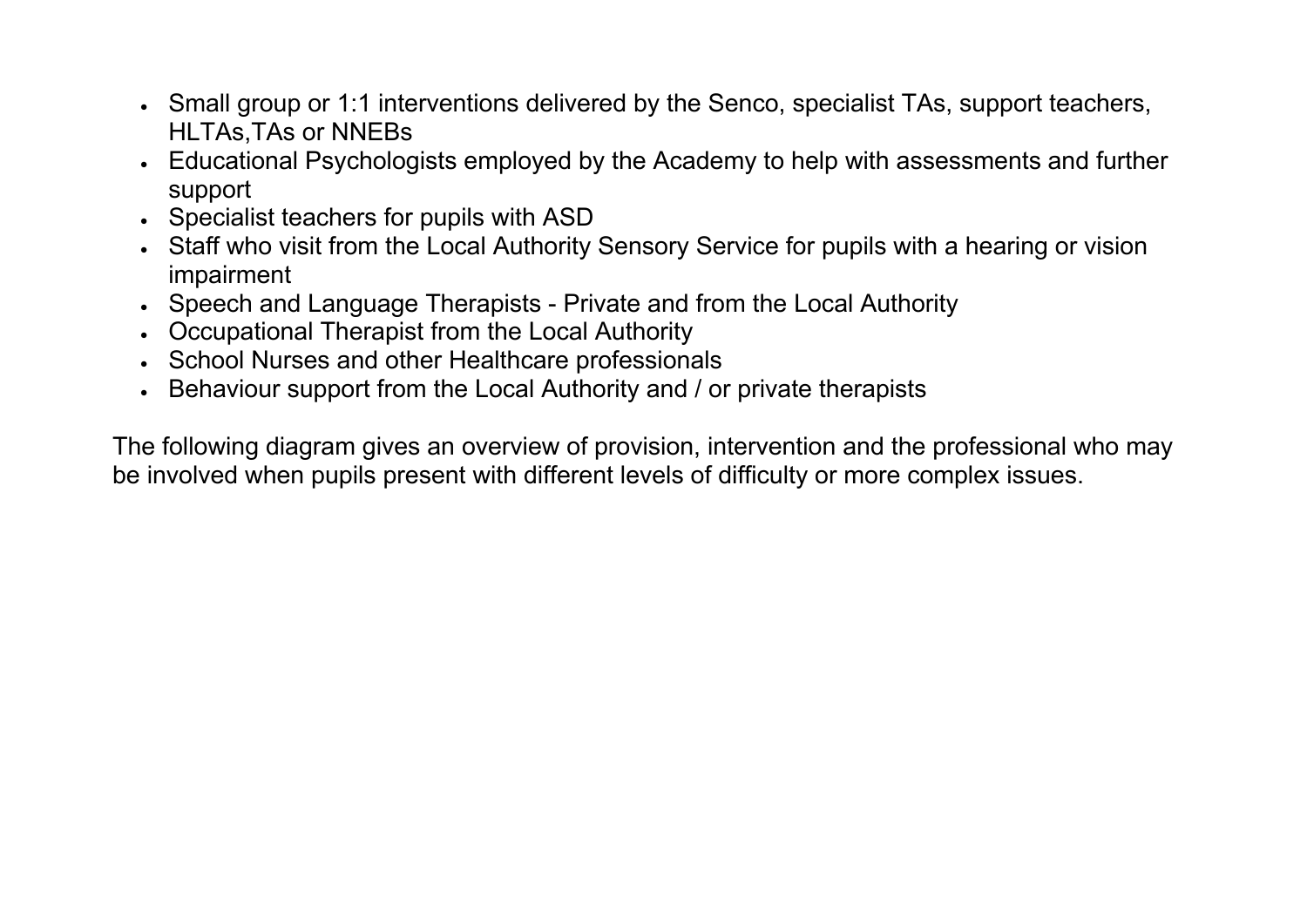- Small group or 1:1 interventions delivered by the Senco, specialist TAs, support teachers, HLTAs,TAs or NNEBs
- Educational Psychologists employed by the Academy to help with assessments and further support
- Specialist teachers for pupils with ASD
- Staff who visit from the Local Authority Sensory Service for pupils with a hearing or vision impairment
- Speech and Language Therapists - Private and from the Local Authority
- Occupational Therapist from the Local Authority
- School Nurses and other Healthcare professionals
- Behaviour support from the Local Authority and / or private therapists

The following diagram gives an overview of provision, intervention and the professional who may be involved when pupils present with different levels of difficulty or more complex issues.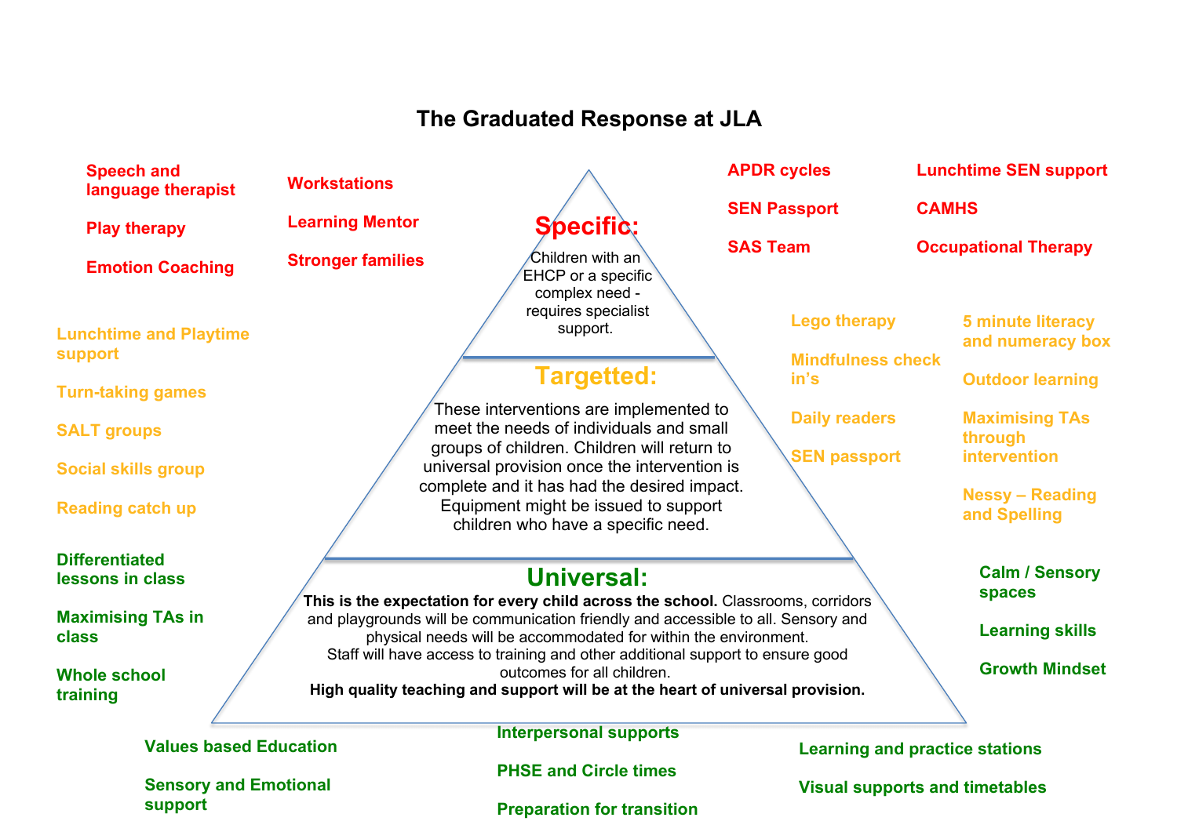# The Graduated Response at JLA

## Specific:

Children with an EHCP or a specific complex need - requires specialist support.

- Speech and language therapist
- Play therapy
- Emotion Coaching
- Workstations
- Learning Mentor
- Stronger families
- APDR cycles
- SEN Passport
- SAS Team
- Lunchtime SEN support
- CAMHS
- Occupational Therapy

## Targetted:

These interventions are implemented to meet the needs of individuals and small groups of children. Children will return to universal provision once the intervention is complete and it has had the desired impact. Equipment might be issued to support children who have a specific need.

- Lunchtime and Playtime support
- Turn-taking games
- SALT groups
- Social skills group
- Reading catch up
- Lego therapy
- Mindfulness check in's
- Daily readers
- SEN passport
- 5 minute literacy and numeracy box
- Outdoor learning
- Maximising TAs through intervention
- Nessy – Reading and Spelling

## Universal:

**This is the expectation for every child across the school.** Classrooms, corridors and playgrounds will be communication friendly and accessible to all. Sensory and physical needs will be accommodated for within the environment.
Staff will have access to training and other additional support to ensure good outcomes for all children.
**High quality teaching and support will be at the heart of universal provision.**

- Differentiated lessons in class
- Maximising TAs in class
- Whole school training
- Calm / Sensory spaces
- Learning skills
- Growth Mindset
- Values based Education
- Sensory and Emotional support
- Interpersonal supports
- PHSE and Circle times
- Preparation for transition
- Learning and practice stations
- Visual supports and timetables